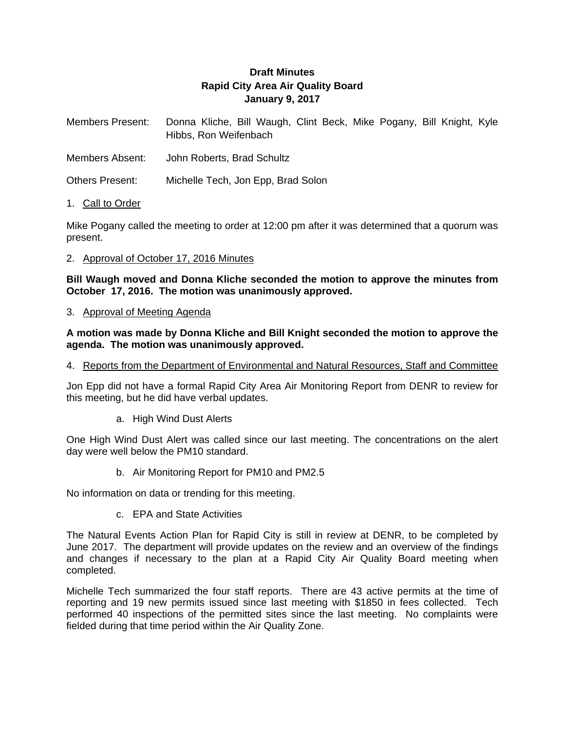**Draft Minutes**
**Rapid City Area Air Quality Board**
**January 9, 2017**

Members Present: Donna Kliche, Bill Waugh, Clint Beck, Mike Pogany, Bill Knight, Kyle Hibbs, Ron Weifenbach

Members Absent: John Roberts, Brad Schultz

Others Present: Michelle Tech, Jon Epp, Brad Solon

1. Call to Order

Mike Pogany called the meeting to order at 12:00 pm after it was determined that a quorum was present.

2. Approval of October 17, 2016 Minutes

**Bill Waugh moved and Donna Kliche seconded the motion to approve the minutes from October 17, 2016. The motion was unanimously approved.**

3. Approval of Meeting Agenda

**A motion was made by Donna Kliche and Bill Knight seconded the motion to approve the agenda. The motion was unanimously approved.**

4. Reports from the Department of Environmental and Natural Resources, Staff and Committee

Jon Epp did not have a formal Rapid City Area Air Monitoring Report from DENR to review for this meeting, but he did have verbal updates.

a. High Wind Dust Alerts

One High Wind Dust Alert was called since our last meeting. The concentrations on the alert day were well below the PM10 standard.

b. Air Monitoring Report for PM10 and PM2.5

No information on data or trending for this meeting.

c. EPA and State Activities

The Natural Events Action Plan for Rapid City is still in review at DENR, to be completed by June 2017. The department will provide updates on the review and an overview of the findings and changes if necessary to the plan at a Rapid City Air Quality Board meeting when completed.

Michelle Tech summarized the four staff reports. There are 43 active permits at the time of reporting and 19 new permits issued since last meeting with $1850 in fees collected. Tech performed 40 inspections of the permitted sites since the last meeting. No complaints were fielded during that time period within the Air Quality Zone.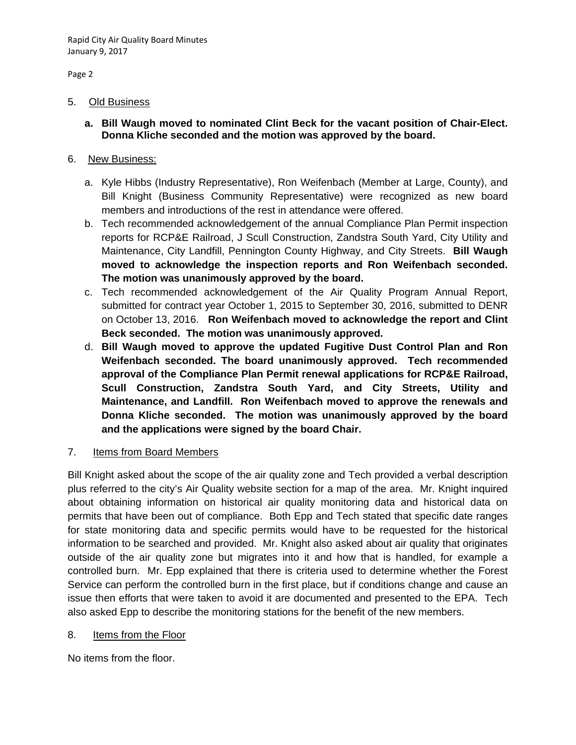5. Old Business

   **a. Bill Waugh moved to nominated Clint Beck for the vacant position of Chair-Elect. Donna Kliche seconded and the motion was approved by the board.**

6. New Business:

   a. Kyle Hibbs (Industry Representative), Ron Weifenbach (Member at Large, County), and Bill Knight (Business Community Representative) were recognized as new board members and introductions of the rest in attendance were offered.
   b. Tech recommended acknowledgement of the annual Compliance Plan Permit inspection reports for RCP&E Railroad, J Scull Construction, Zandstra South Yard, City Utility and Maintenance, City Landfill, Pennington County Highway, and City Streets. **Bill Waugh moved to acknowledge the inspection reports and Ron Weifenbach seconded. The motion was unanimously approved by the board.**
   c. Tech recommended acknowledgement of the Air Quality Program Annual Report, submitted for contract year October 1, 2015 to September 30, 2016, submitted to DENR on October 13, 2016. **Ron Weifenbach moved to acknowledge the report and Clint Beck seconded. The motion was unanimously approved.**
   d. **Bill Waugh moved to approve the updated Fugitive Dust Control Plan and Ron Weifenbach seconded. The board unanimously approved. Tech recommended approval of the Compliance Plan Permit renewal applications for RCP&E Railroad, Scull Construction, Zandstra South Yard, and City Streets, Utility and Maintenance, and Landfill. Ron Weifenbach moved to approve the renewals and Donna Kliche seconded. The motion was unanimously approved by the board and the applications were signed by the board Chair.**

7. Items from Board Members

Bill Knight asked about the scope of the air quality zone and Tech provided a verbal description plus referred to the city's Air Quality website section for a map of the area. Mr. Knight inquired about obtaining information on historical air quality monitoring data and historical data on permits that have been out of compliance. Both Epp and Tech stated that specific date ranges for state monitoring data and specific permits would have to be requested for the historical information to be searched and provided. Mr. Knight also asked about air quality that originates outside of the air quality zone but migrates into it and how that is handled, for example a controlled burn. Mr. Epp explained that there is criteria used to determine whether the Forest Service can perform the controlled burn in the first place, but if conditions change and cause an issue then efforts that were taken to avoid it are documented and presented to the EPA. Tech also asked Epp to describe the monitoring stations for the benefit of the new members.

8. Items from the Floor

No items from the floor.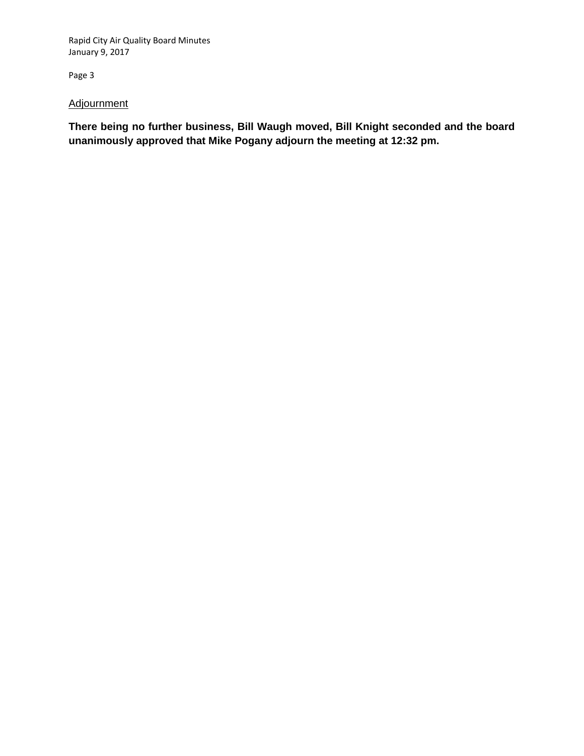## Adjournment

**There being no further business, Bill Waugh moved, Bill Knight seconded and the board unanimously approved that Mike Pogany adjourn the meeting at 12:32 pm.**